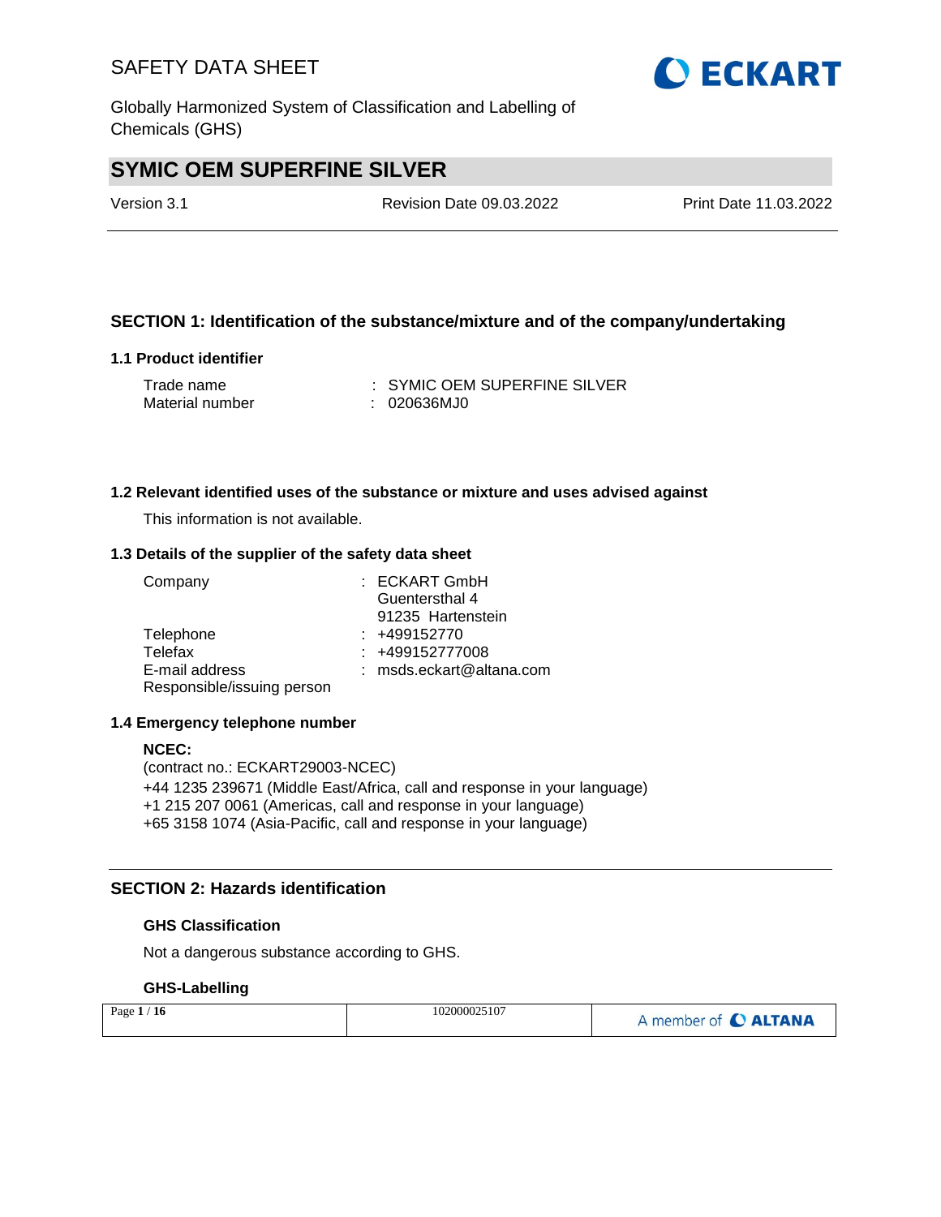# SYMIC OEM SUPERFINE SILVER

Version 3.1 | Revision Date 09.03.2022 | Print Date 11.03.2022

## SECTION 1: Identification of the substance/mixture and of the company/undertaking

### 1.1 Product identifier

Trade name : SYMIC OEM SUPERFINE SILVER
Material number : 020636MJ0

### 1.2 Relevant identified uses of the substance or mixture and uses advised against

This information is not available.

### 1.3 Details of the supplier of the safety data sheet

Company : ECKART GmbH
Guentersthal 4
91235 Hartenstein
Telephone : +499152770
Telefax : +499152777008
E-mail address : msds.eckart@altana.com
Responsible/issuing person

### 1.4 Emergency telephone number

**NCEC:**
(contract no.: ECKART29003-NCEC)
+44 1235 239671 (Middle East/Africa, call and response in your language)
+1 215 207 0061 (Americas, call and response in your language)
+65 3158 1074 (Asia-Pacific, call and response in your language)

## SECTION 2: Hazards identification

### GHS Classification

Not a dangerous substance according to GHS.

### GHS-Labelling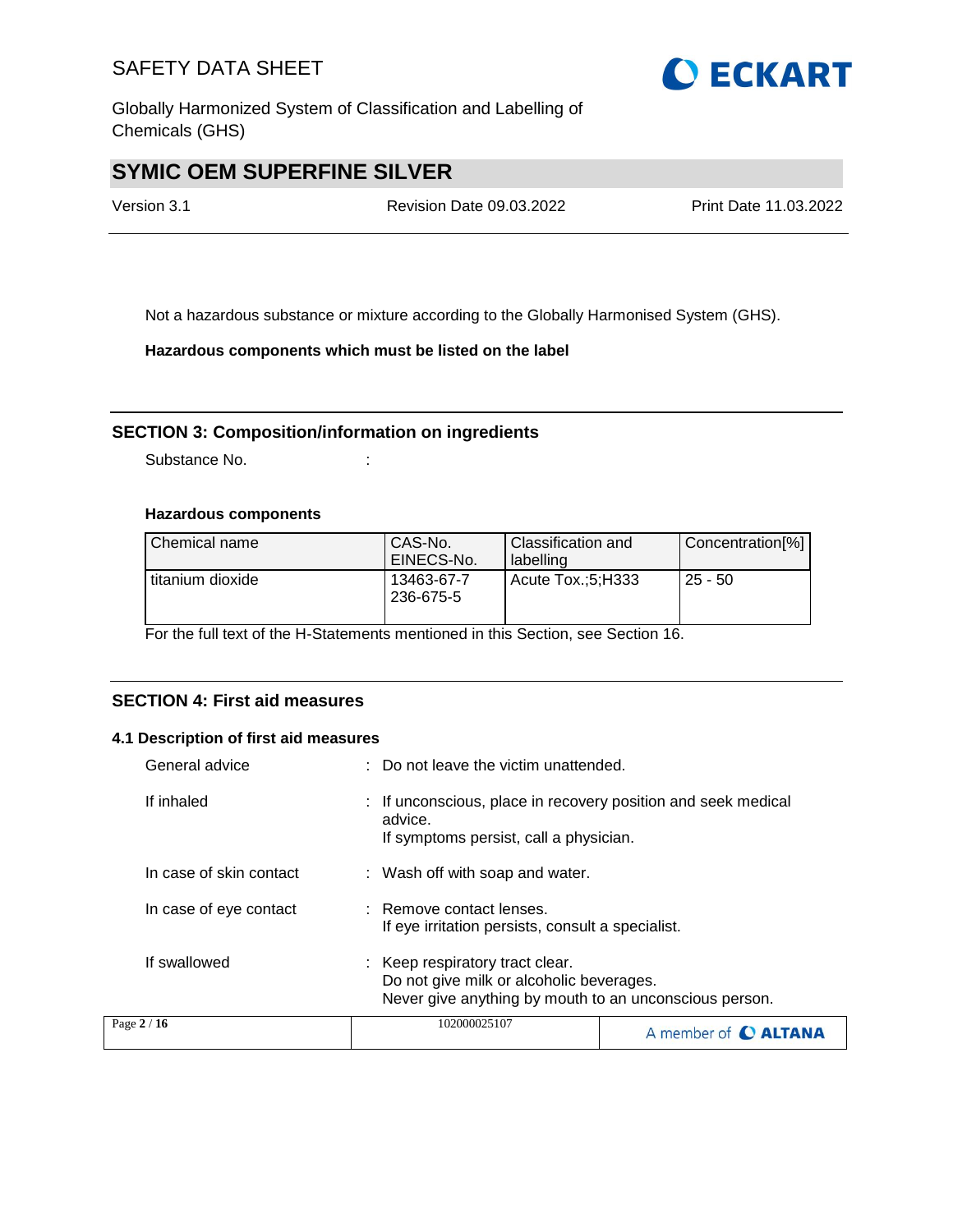Not a hazardous substance or mixture according to the Globally Harmonised System (GHS).

**Hazardous components which must be listed on the label**

## SECTION 3: Composition/information on ingredients

Substance No. :

**Hazardous components**

| Chemical name | CAS-No.<br>EINECS-No. | Classification and labelling | Concentration[%] |
|---|---|---|---|
| titanium dioxide | 13463-67-7<br>236-675-5 | Acute Tox.;5;H333 | 25 - 50 |

For the full text of the H-Statements mentioned in this Section, see Section 16.

## SECTION 4: First aid measures

### 4.1 Description of first aid measures

General advice : Do not leave the victim unattended.

If inhaled : If unconscious, place in recovery position and seek medical advice.
If symptoms persist, call a physician.

In case of skin contact : Wash off with soap and water.

In case of eye contact : Remove contact lenses.
If eye irritation persists, consult a specialist.

If swallowed : Keep respiratory tract clear.
Do not give milk or alcoholic beverages.
Never give anything by mouth to an unconscious person.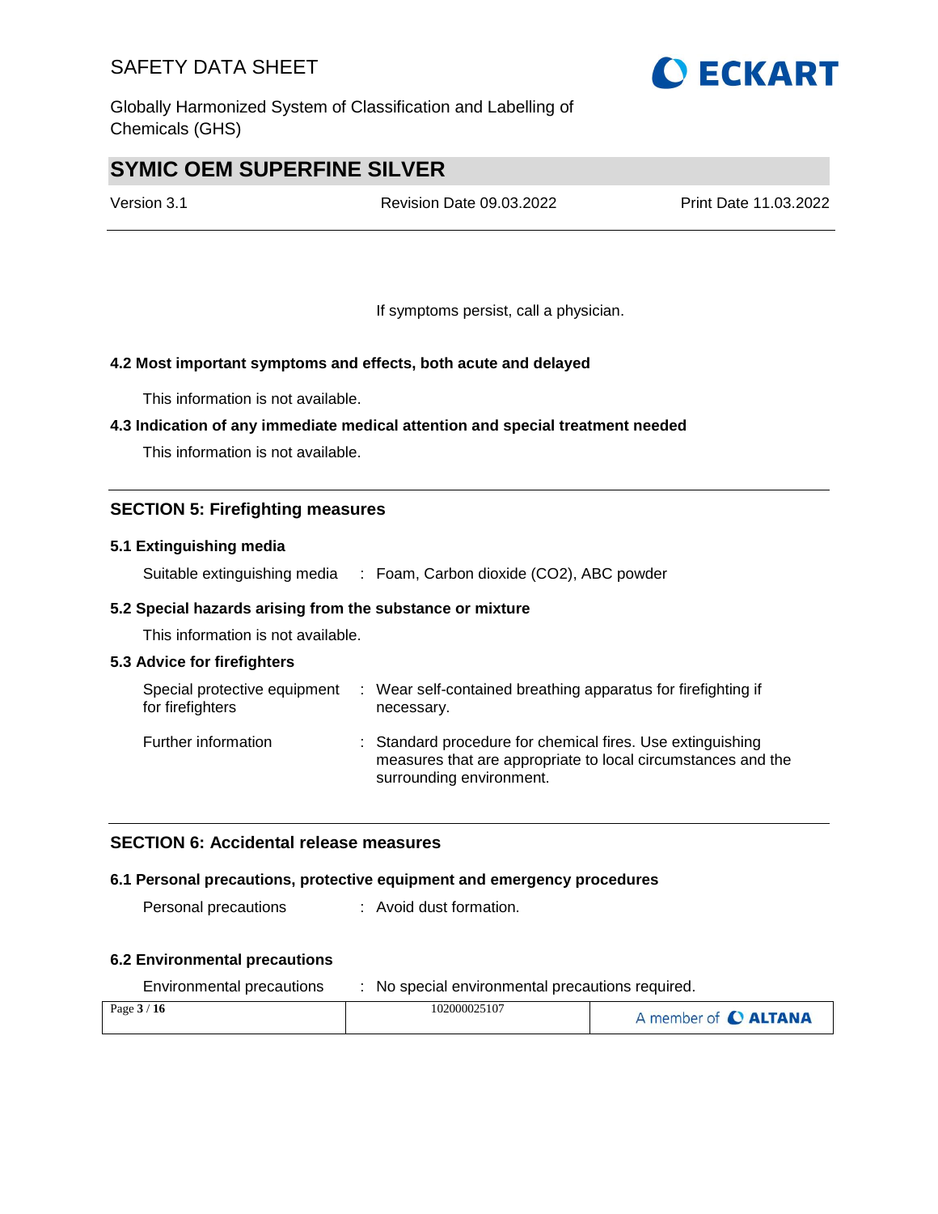If symptoms persist, call a physician.

### 4.2 Most important symptoms and effects, both acute and delayed

This information is not available.

### 4.3 Indication of any immediate medical attention and special treatment needed

This information is not available.

## SECTION 5: Firefighting measures

### 5.1 Extinguishing media

Suitable extinguishing media : Foam, Carbon dioxide ($CO_2$), ABC powder

### 5.2 Special hazards arising from the substance or mixture

This information is not available.

### 5.3 Advice for firefighters

Special protective equipment for firefighters : Wear self-contained breathing apparatus for firefighting if necessary.

Further information : Standard procedure for chemical fires. Use extinguishing measures that are appropriate to local circumstances and the surrounding environment.

## SECTION 6: Accidental release measures

### 6.1 Personal precautions, protective equipment and emergency procedures

Personal precautions : Avoid dust formation.

### 6.2 Environmental precautions

Environmental precautions : No special environmental precautions required.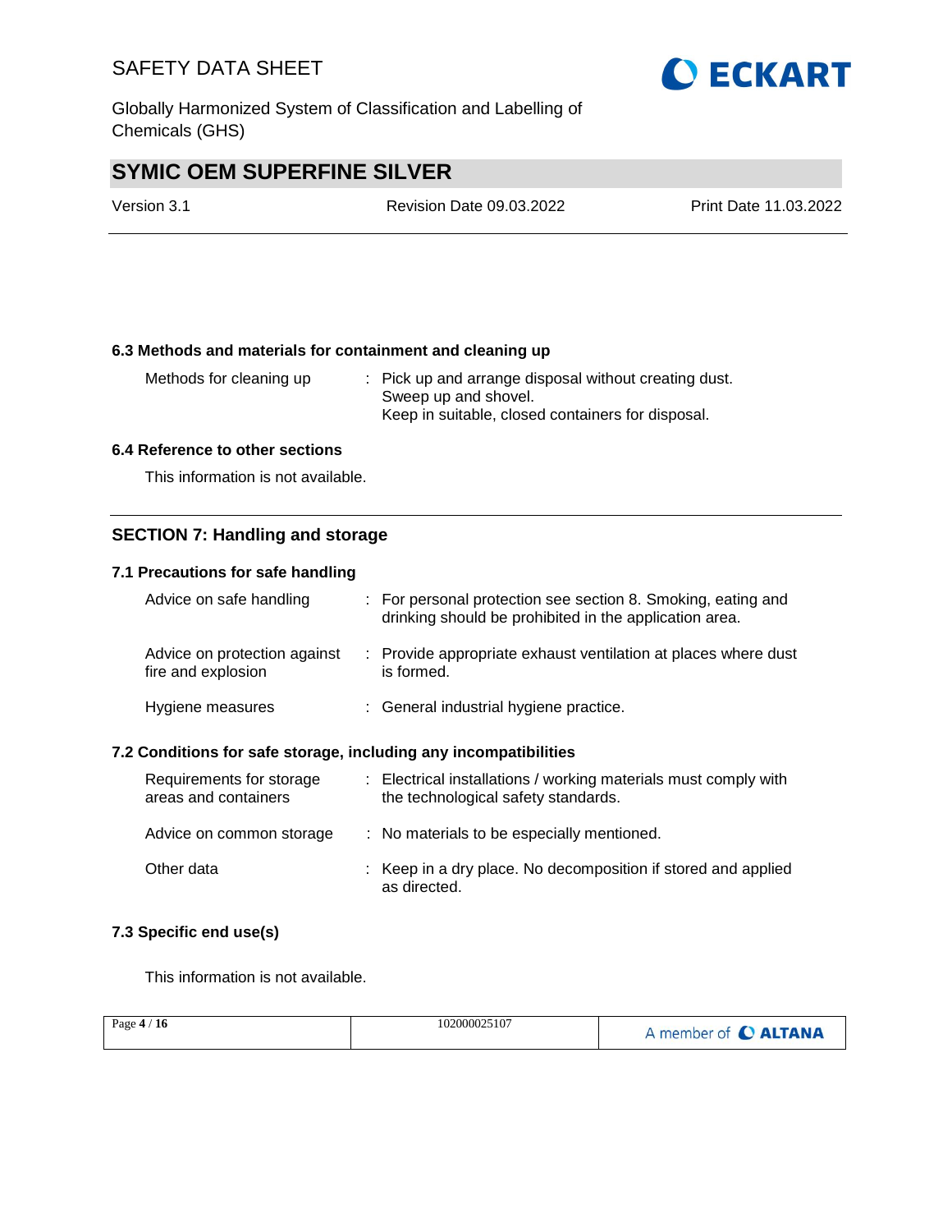### 6.3 Methods and materials for containment and cleaning up

| | | |
|---|---|---|
| Methods for cleaning up | : | Pick up and arrange disposal without creating dust. Sweep up and shovel. Keep in suitable, closed containers for disposal. |

### 6.4 Reference to other sections

This information is not available.

## SECTION 7: Handling and storage

### 7.1 Precautions for safe handling

| | | |
|---|---|---|
| Advice on safe handling | : | For personal protection see section 8. Smoking, eating and drinking should be prohibited in the application area. |
| Advice on protection against fire and explosion | : | Provide appropriate exhaust ventilation at places where dust is formed. |
| Hygiene measures | : | General industrial hygiene practice. |

### 7.2 Conditions for safe storage, including any incompatibilities

| | | |
|---|---|---|
| Requirements for storage areas and containers | : | Electrical installations / working materials must comply with the technological safety standards. |
| Advice on common storage | : | No materials to be especially mentioned. |
| Other data | : | Keep in a dry place. No decomposition if stored and applied as directed. |

### 7.3 Specific end use(s)

This information is not available.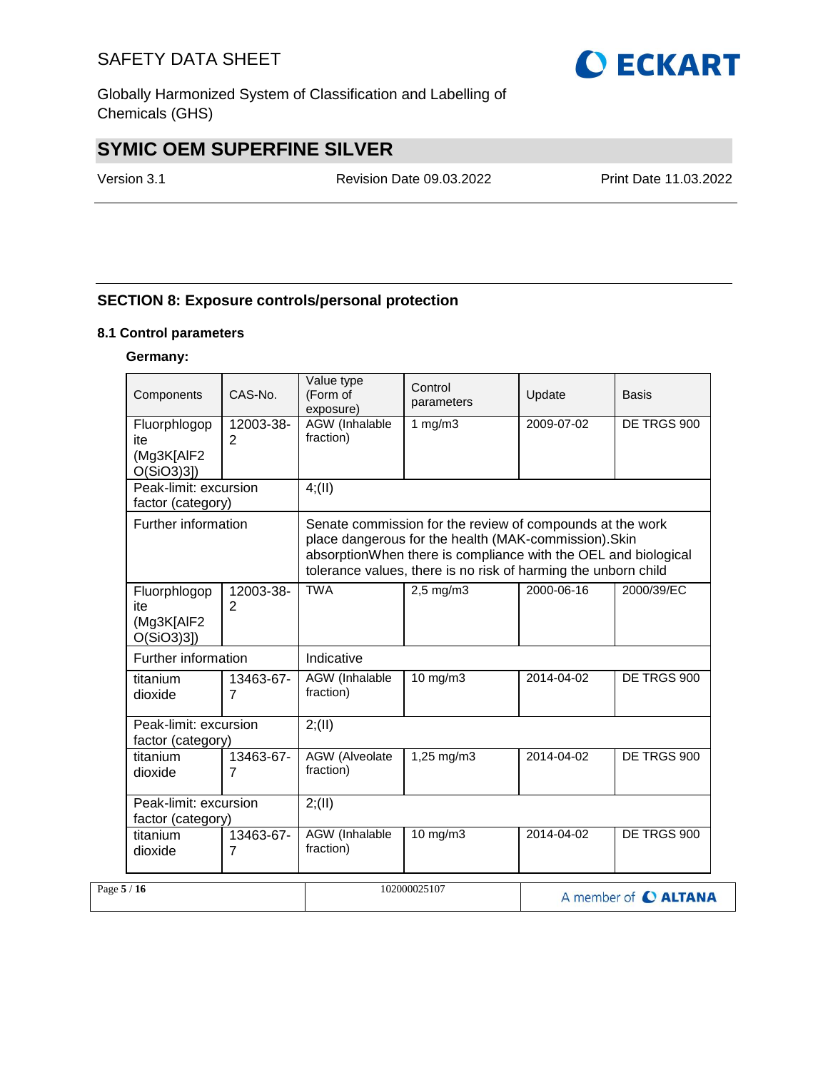## SECTION 8: Exposure controls/personal protection

### 8.1 Control parameters

**Germany:**

| Components | CAS-No. | Value type (Form of exposure) | Control parameters | Update | Basis |
|---|---|---|---|---|---|
| Fluorphlogopite (Mg3K[AlF2 O(SiO3)3]) | 12003-38-2 | AGW (Inhalable fraction) | 1 mg/m3 | 2009-07-02 | DE TRGS 900 |
| Peak-limit: excursion factor (category) | | 4;(II) | | | |
| Further information | | Senate commission for the review of compounds at the work place dangerous for the health (MAK-commission).Skin absorptionWhen there is compliance with the OEL and biological tolerance values, there is no risk of harming the unborn child | | | |
| Fluorphlogopite (Mg3K[AlF2 O(SiO3)3]) | 12003-38-2 | TWA | 2,5 mg/m3 | 2000-06-16 | 2000/39/EC |
| Further information | | Indicative | | | |
| titanium dioxide | 13463-67-7 | AGW (Inhalable fraction) | 10 mg/m3 | 2014-04-02 | DE TRGS 900 |
| Peak-limit: excursion factor (category) | | 2;(II) | | | |
| titanium dioxide | 13463-67-7 | AGW (Alveolate fraction) | 1,25 mg/m3 | 2014-04-02 | DE TRGS 900 |
| Peak-limit: excursion factor (category) | | 2;(II) | | | |
| titanium dioxide | 13463-67-7 | AGW (Inhalable fraction) | 10 mg/m3 | 2014-04-02 | DE TRGS 900 |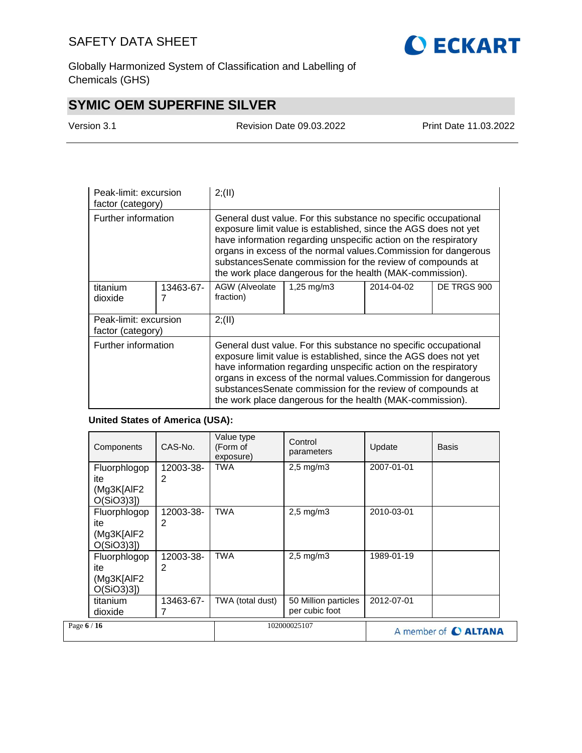| | | | | | |
|---|---|---|---|---|---|
| Peak-limit: excursion factor (category) | | 2;(II) | | | |
| Further information | | General dust value. For this substance no specific occupational exposure limit value is established, since the AGS does not yet have information regarding unspecific action on the respiratory organs in excess of the normal values.Commission for dangerous substancesSenate commission for the review of compounds at the work place dangerous for the health (MAK-commission). | | | |
| titanium dioxide | 13463-67-7 | AGW (Alveolate fraction) | 1,25 mg/m3 | 2014-04-02 | DE TRGS 900 |
| Peak-limit: excursion factor (category) | | 2;(II) | | | |
| Further information | | General dust value. For this substance no specific occupational exposure limit value is established, since the AGS does not yet have information regarding unspecific action on the respiratory organs in excess of the normal values.Commission for dangerous substancesSenate commission for the review of compounds at the work place dangerous for the health (MAK-commission). | | | |

**United States of America (USA):**

| Components | CAS-No. | Value type (Form of exposure) | Control parameters | Update | Basis |
|---|---|---|---|---|---|
| Fluorphlogopite (Mg3K[AlF2O(SiO3)3]) | 12003-38-2 | TWA | 2,5 mg/m3 | 2007-01-01 | |
| Fluorphlogopite (Mg3K[AlF2O(SiO3)3]) | 12003-38-2 | TWA | 2,5 mg/m3 | 2010-03-01 | |
| Fluorphlogopite (Mg3K[AlF2O(SiO3)3]) | 12003-38-2 | TWA | 2,5 mg/m3 | 1989-01-19 | |
| titanium dioxide | 13463-67-7 | TWA (total dust) | 50 Million particles per cubic foot | 2012-07-01 | |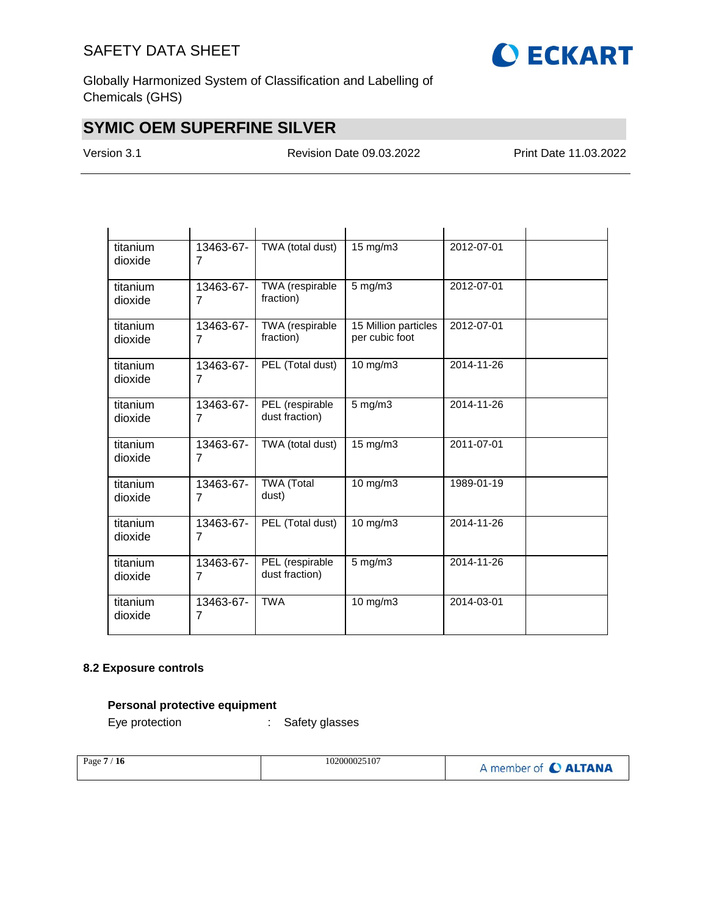| | | | | | |
|---|---|---|---|---|---|
| titanium dioxide | 13463-67-7 | TWA (total dust) | 15 mg/m3 | 2012-07-01 | |
| titanium dioxide | 13463-67-7 | TWA (respirable fraction) | 5 mg/m3 | 2012-07-01 | |
| titanium dioxide | 13463-67-7 | TWA (respirable fraction) | 15 Million particles per cubic foot | 2012-07-01 | |
| titanium dioxide | 13463-67-7 | PEL (Total dust) | 10 mg/m3 | 2014-11-26 | |
| titanium dioxide | 13463-67-7 | PEL (respirable dust fraction) | 5 mg/m3 | 2014-11-26 | |
| titanium dioxide | 13463-67-7 | TWA (total dust) | 15 mg/m3 | 2011-07-01 | |
| titanium dioxide | 13463-67-7 | TWA (Total dust) | 10 mg/m3 | 1989-01-19 | |
| titanium dioxide | 13463-67-7 | PEL (Total dust) | 10 mg/m3 | 2014-11-26 | |
| titanium dioxide | 13463-67-7 | PEL (respirable dust fraction) | 5 mg/m3 | 2014-11-26 | |
| titanium dioxide | 13463-67-7 | TWA | 10 mg/m3 | 2014-03-01 | |

### 8.2 Exposure controls

**Personal protective equipment**

Eye protection : Safety glasses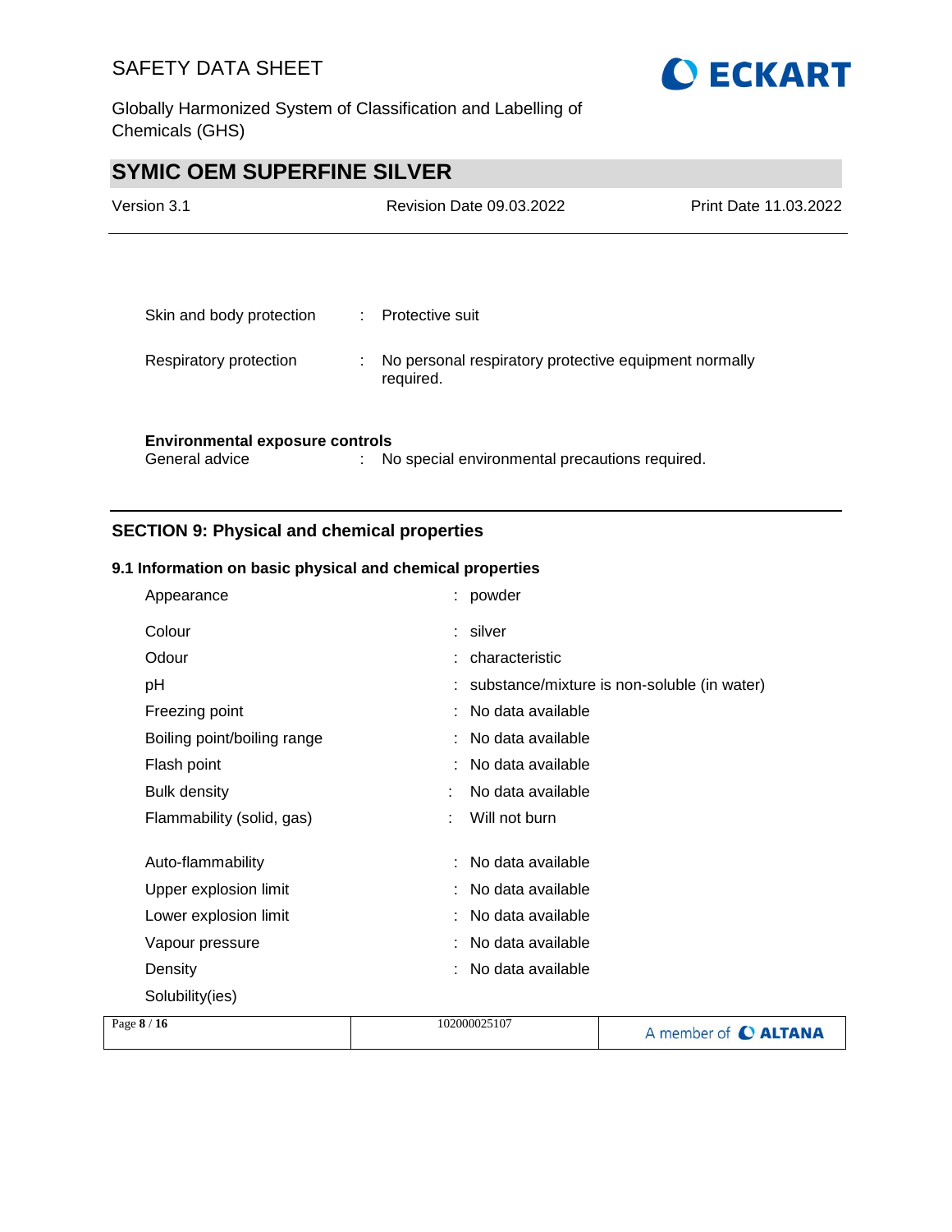| | | |
|---|---|---|
| Skin and body protection | : | Protective suit |
| Respiratory protection | : | No personal respiratory protective equipment normally required. |

**Environmental exposure controls**

| | | |
|---|---|---|
| General advice | : | No special environmental precautions required. |

## SECTION 9: Physical and chemical properties

### 9.1 Information on basic physical and chemical properties

| | | |
|---|---|---|
| Appearance | : | powder |
| Colour | : | silver |
| Odour | : | characteristic |
| pH | : | substance/mixture is non-soluble (in water) |
| Freezing point | : | No data available |
| Boiling point/boiling range | : | No data available |
| Flash point | : | No data available |
| Bulk density | : | No data available |
| Flammability (solid, gas) | : | Will not burn |
| Auto-flammability | : | No data available |
| Upper explosion limit | : | No data available |
| Lower explosion limit | : | No data available |
| Vapour pressure | : | No data available |
| Density | : | No data available |
| Solubility(ies) | | |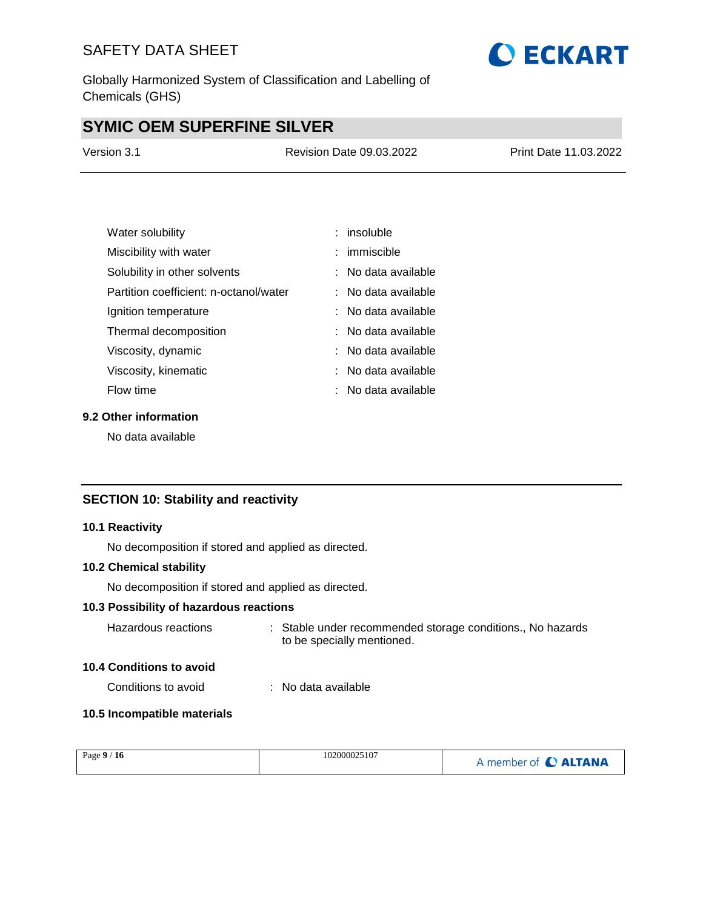| | |
|---|---|
| Water solubility | : insoluble |
| Miscibility with water | : immiscible |
| Solubility in other solvents | : No data available |
| Partition coefficient: n-octanol/water | : No data available |
| Ignition temperature | : No data available |
| Thermal decomposition | : No data available |
| Viscosity, dynamic | : No data available |
| Viscosity, kinematic | : No data available |
| Flow time | : No data available |

### 9.2 Other information

No data available

## SECTION 10: Stability and reactivity

### 10.1 Reactivity

No decomposition if stored and applied as directed.

### 10.2 Chemical stability

No decomposition if stored and applied as directed.

### 10.3 Possibility of hazardous reactions

Hazardous reactions : Stable under recommended storage conditions., No hazards to be specially mentioned.

### 10.4 Conditions to avoid

Conditions to avoid : No data available

### 10.5 Incompatible materials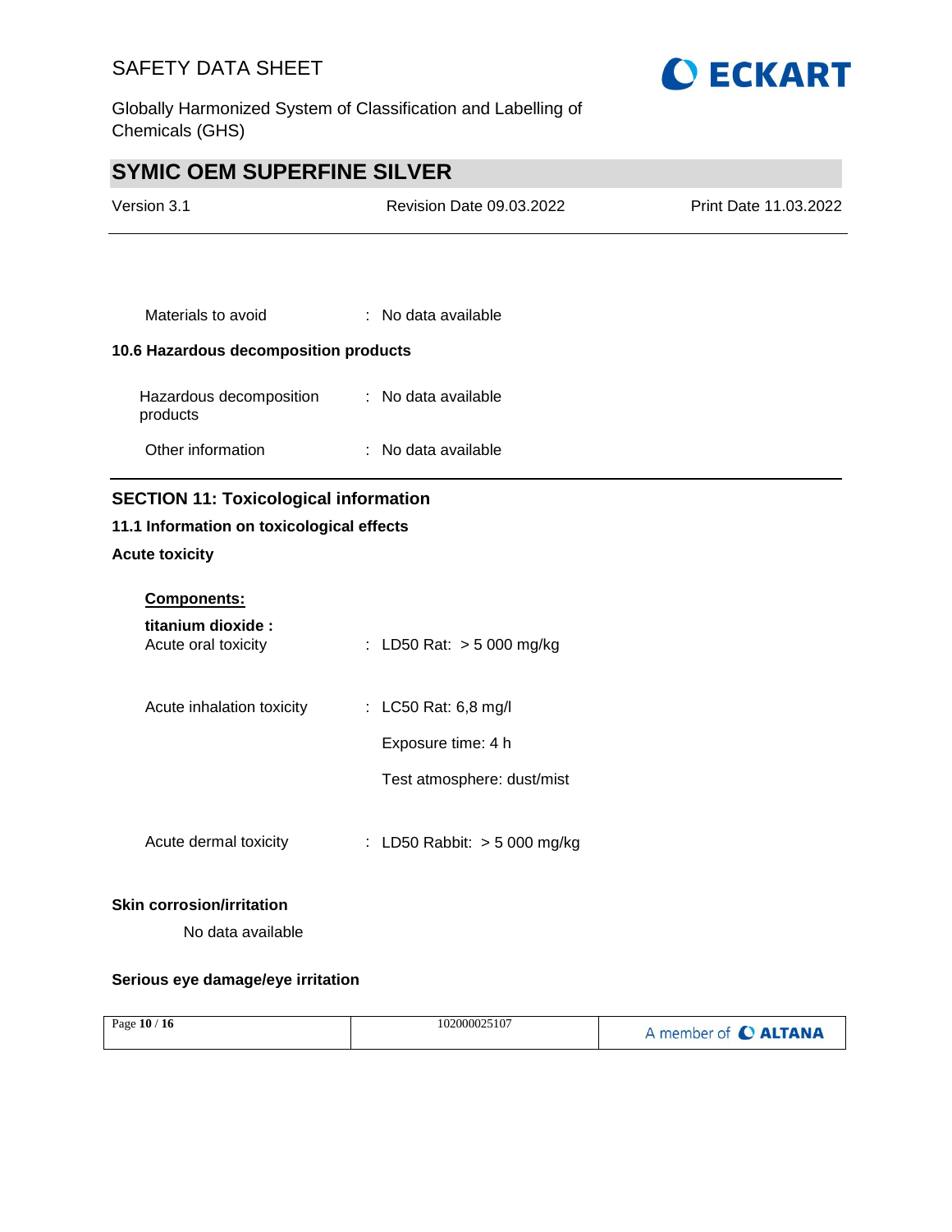Materials to avoid : No data available

### 10.6 Hazardous decomposition products

Hazardous decomposition products : No data available

Other information : No data available

## SECTION 11: Toxicological information

### 11.1 Information on toxicological effects

**Acute toxicity**

**Components:**

**titanium dioxide :**

Acute oral toxicity : LD50 Rat: > 5 000 mg/kg

Acute inhalation toxicity : LC50 Rat: 6,8 mg/l

Exposure time: 4 h

Test atmosphere: dust/mist

Acute dermal toxicity : LD50 Rabbit: > 5 000 mg/kg

**Skin corrosion/irritation**

No data available

**Serious eye damage/eye irritation**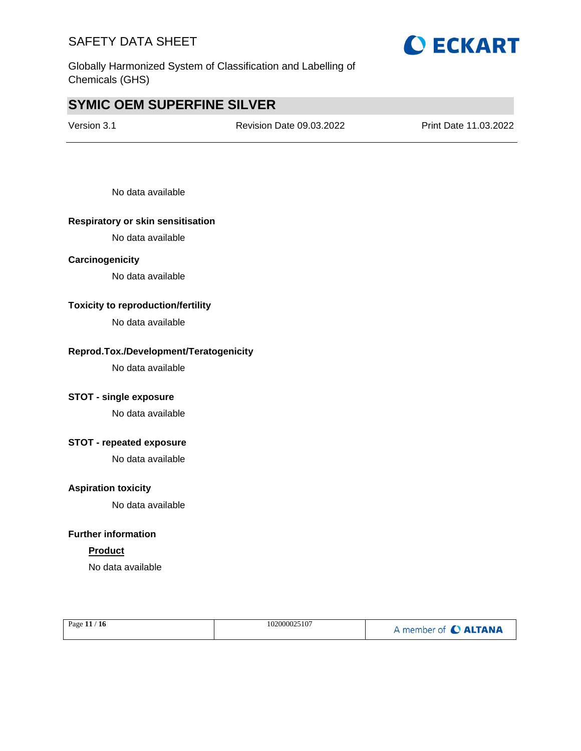No data available

**Respiratory or skin sensitisation**

No data available

**Carcinogenicity**

No data available

**Toxicity to reproduction/fertility**

No data available

**Reprod.Tox./Development/Teratogenicity**

No data available

**STOT - single exposure**

No data available

**STOT - repeated exposure**

No data available

**Aspiration toxicity**

No data available

**Further information**

**Product**

No data available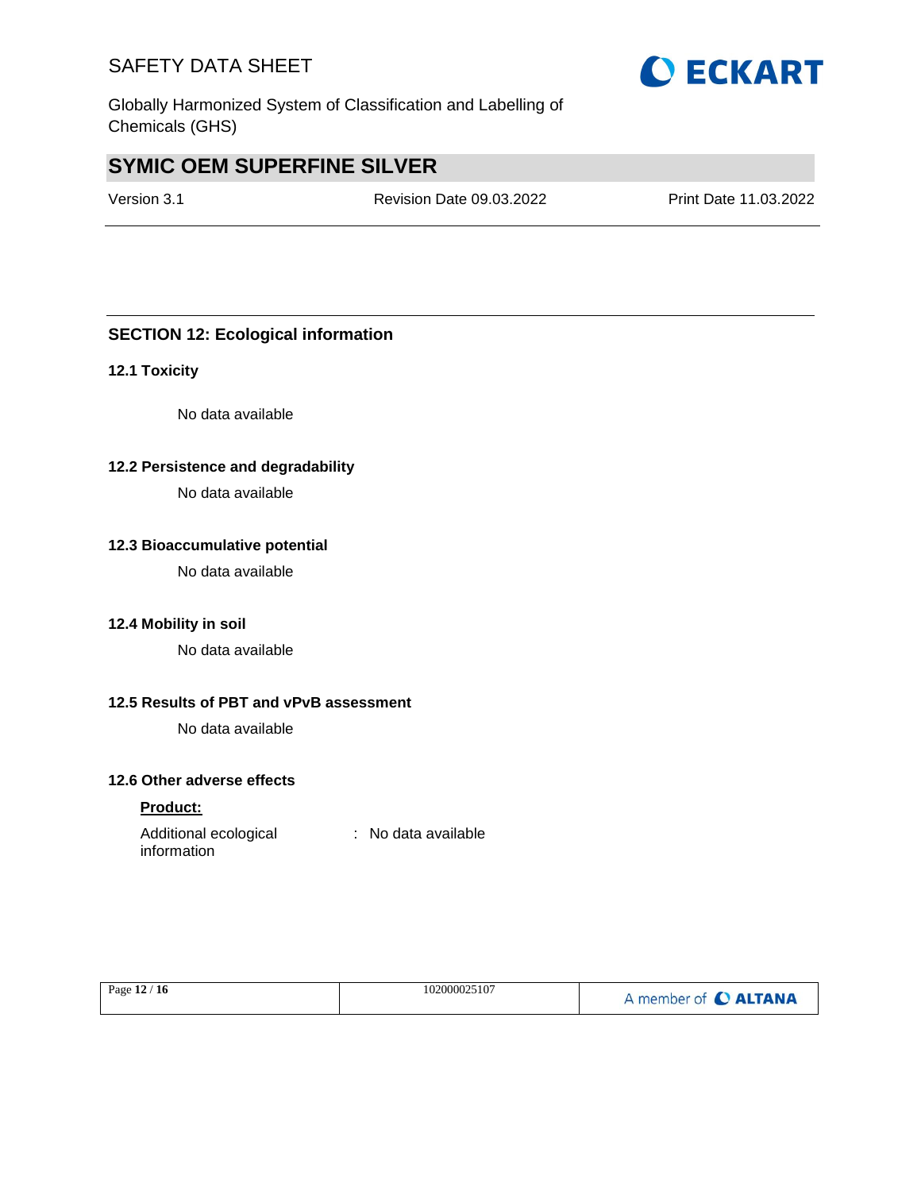## SECTION 12: Ecological information

### 12.1 Toxicity

No data available

### 12.2 Persistence and degradability

No data available

### 12.3 Bioaccumulative potential

No data available

### 12.4 Mobility in soil

No data available

### 12.5 Results of PBT and vPvB assessment

No data available

### 12.6 Other adverse effects

**Product:**

Additional ecological information : No data available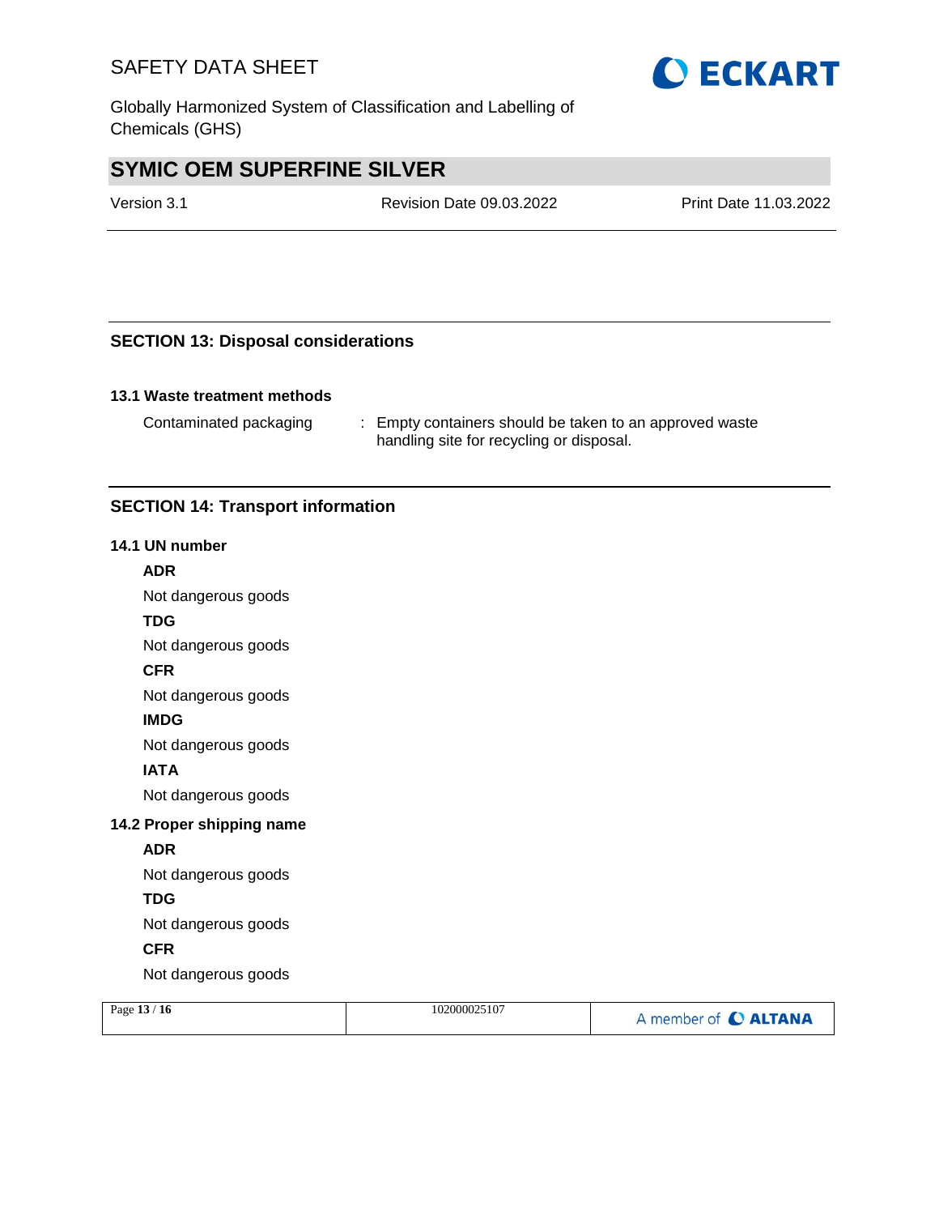## SECTION 13: Disposal considerations

### 13.1 Waste treatment methods

Contaminated packaging : Empty containers should be taken to an approved waste handling site for recycling or disposal.

## SECTION 14: Transport information

### 14.1 UN number

**ADR**

Not dangerous goods

**TDG**

Not dangerous goods

**CFR**

Not dangerous goods

**IMDG**

Not dangerous goods

**IATA**

Not dangerous goods

### 14.2 Proper shipping name

**ADR**

Not dangerous goods

**TDG**

Not dangerous goods

**CFR**

Not dangerous goods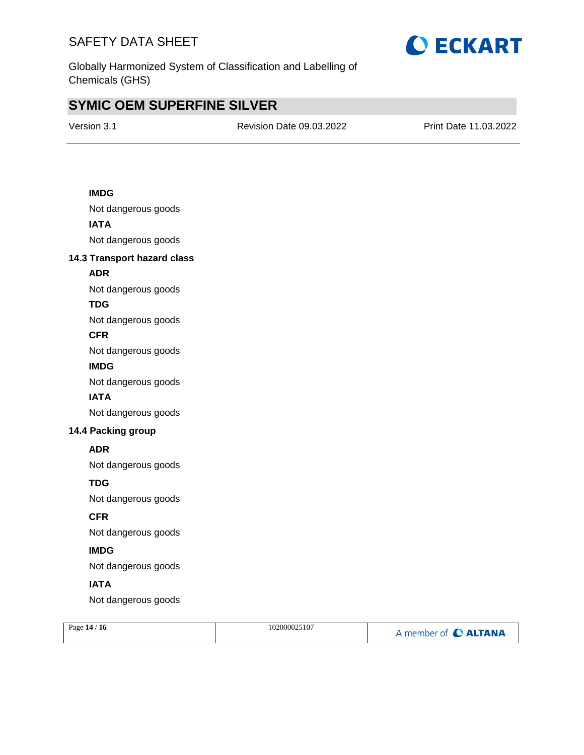**IMDG**

Not dangerous goods

**IATA**

Not dangerous goods

### 14.3 Transport hazard class

**ADR**

Not dangerous goods

**TDG**

Not dangerous goods

**CFR**

Not dangerous goods

**IMDG**

Not dangerous goods

**IATA**

Not dangerous goods

### 14.4 Packing group

**ADR**

Not dangerous goods

**TDG**

Not dangerous goods

**CFR**

Not dangerous goods

**IMDG**

Not dangerous goods

**IATA**

Not dangerous goods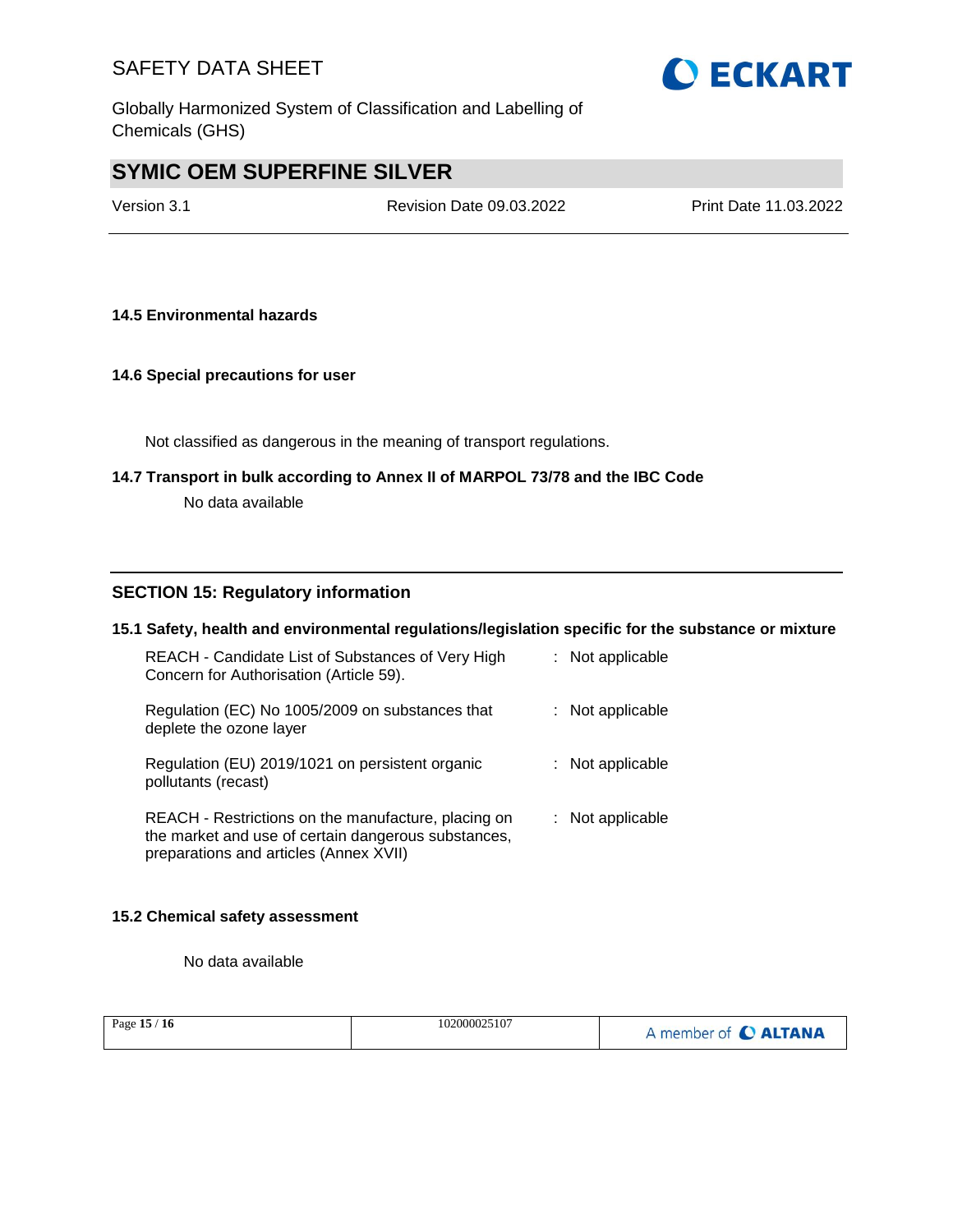### 14.5 Environmental hazards

### 14.6 Special precautions for user

Not classified as dangerous in the meaning of transport regulations.

### 14.7 Transport in bulk according to Annex II of MARPOL 73/78 and the IBC Code

No data available

## SECTION 15: Regulatory information

### 15.1 Safety, health and environmental regulations/legislation specific for the substance or mixture

| | | |
|---|---|---|
| REACH - Candidate List of Substances of Very High Concern for Authorisation (Article 59). | : | Not applicable |
| Regulation (EC) No 1005/2009 on substances that deplete the ozone layer | : | Not applicable |
| Regulation (EU) 2019/1021 on persistent organic pollutants (recast) | : | Not applicable |
| REACH - Restrictions on the manufacture, placing on the market and use of certain dangerous substances, preparations and articles (Annex XVII) | : | Not applicable |

### 15.2 Chemical safety assessment

No data available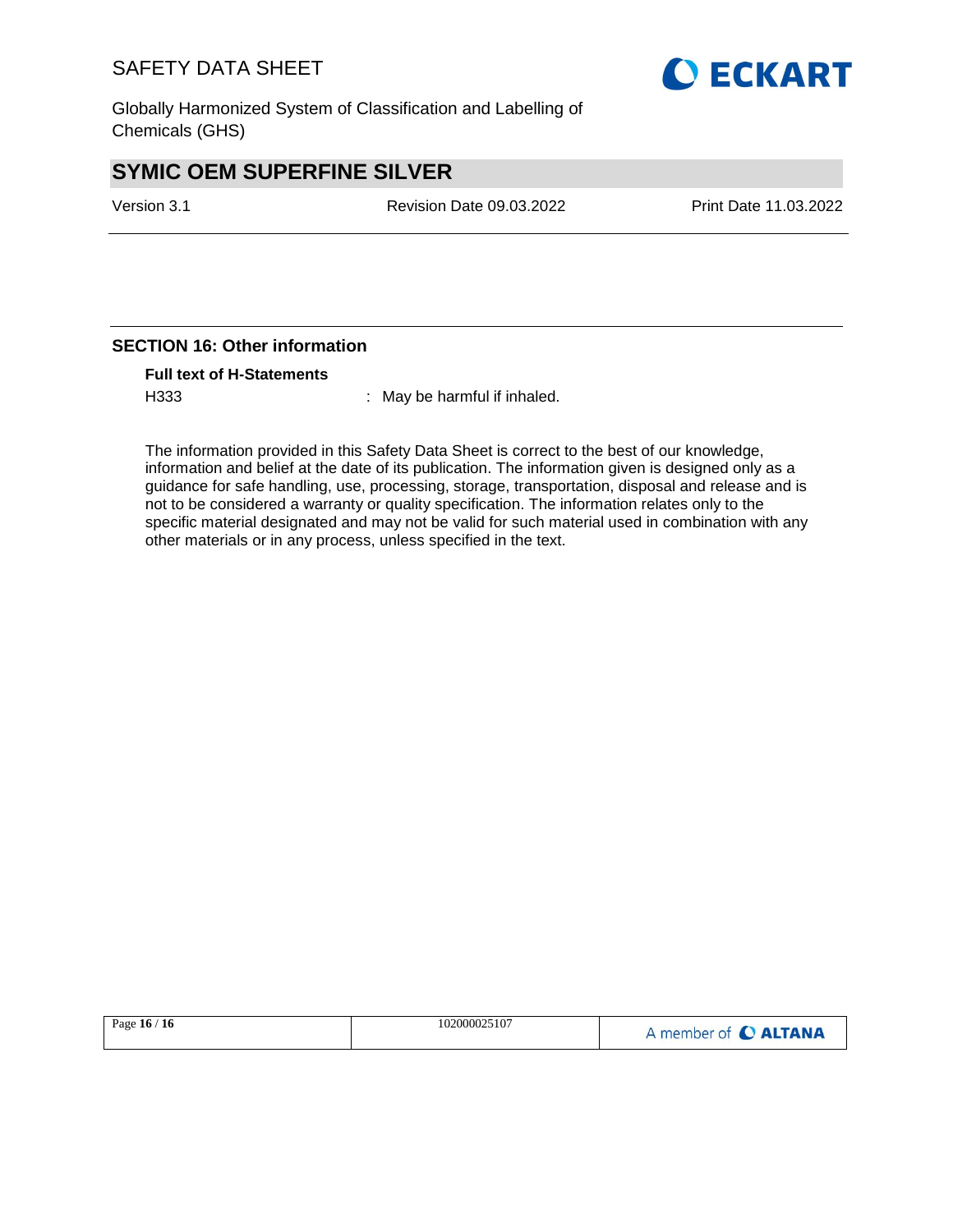## SECTION 16: Other information

**Full text of H-Statements**

H333 : May be harmful if inhaled.

The information provided in this Safety Data Sheet is correct to the best of our knowledge, information and belief at the date of its publication. The information given is designed only as a guidance for safe handling, use, processing, storage, transportation, disposal and release and is not to be considered a warranty or quality specification. The information relates only to the specific material designated and may not be valid for such material used in combination with any other materials or in any process, unless specified in the text.